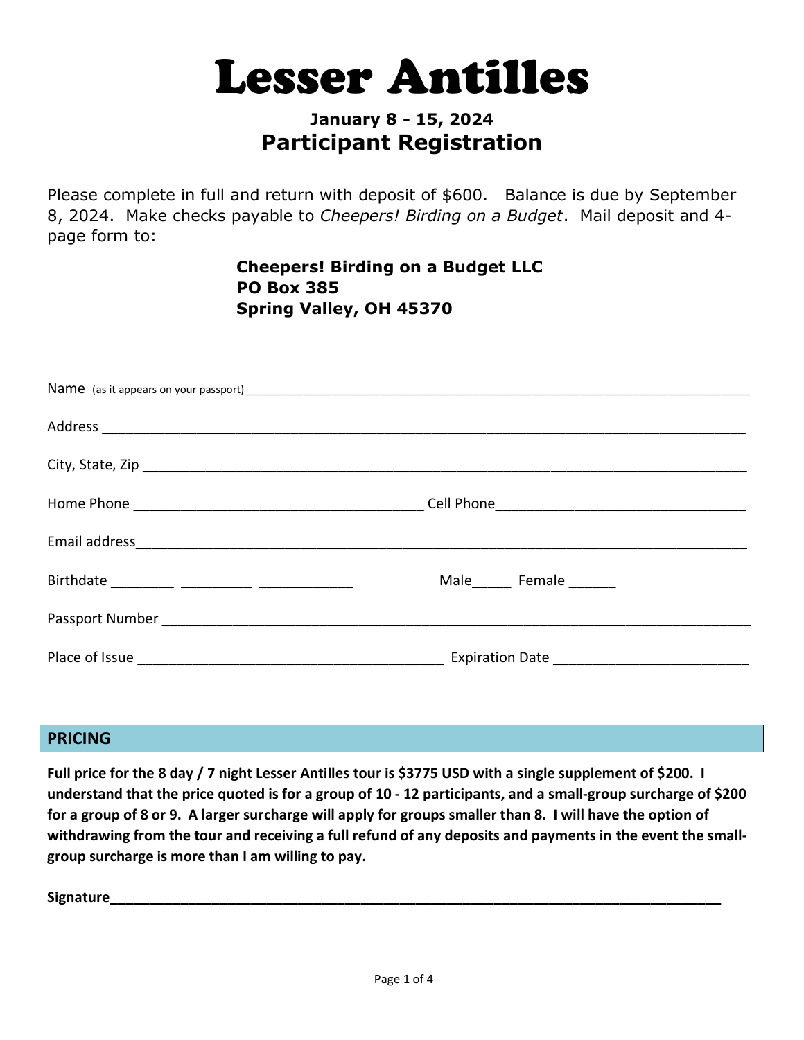# Lesser Antilles

### January 8 - 15, 2024

## Participant Registration

Please complete in full and return with deposit of $600. Balance is due by September 8, 2024. Make checks payable to *Cheepers! Birding on a Budget*. Mail deposit and 4-page form to:

**Cheepers! Birding on a Budget LLC**
**PO Box 385**
**Spring Valley, OH 45370**

Name (as it appears on your passport)___________________________________________

Address ___________________________________________

City, State, Zip ___________________________________________

Home Phone ____________________ Cell Phone____________________

Email address___________________________________________

Birthdate ________ _________ ____________ Male_____ Female ______

Passport Number ___________________________________________

Place of Issue ____________________ Expiration Date ____________________

## PRICING

**Full price for the 8 day / 7 night Lesser Antilles tour is $3775 USD with a single supplement of $200. I understand that the price quoted is for a group of 10 - 12 participants, and a small-group surcharge of $200 for a group of 8 or 9. A larger surcharge will apply for groups smaller than 8. I will have the option of withdrawing from the tour and receiving a full refund of any deposits and payments in the event the small-group surcharge is more than I am willing to pay.**

**Signature___________________________________________**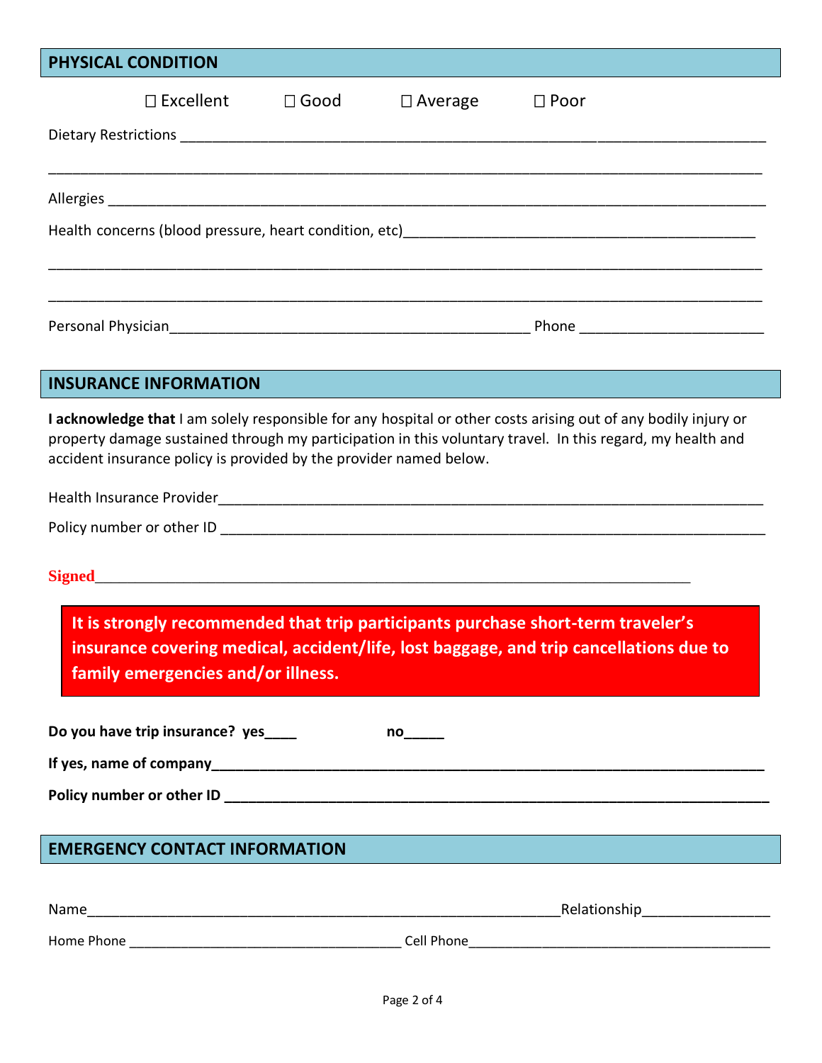## PHYSICAL CONDITION

☐ Excellent ☐ Good ☐ Average ☐ Poor

Dietary Restrictions ____________________________________________________________________________

____________________________________________________________________________________________

Allergies ______________________________________________________________________________________

Health concerns (blood pressure, heart condition, etc)_____________________________________________

____________________________________________________________________________________________

____________________________________________________________________________________________

Personal Physician_____________________________________________ Phone ______________________

## INSURANCE INFORMATION

**I acknowledge that** I am solely responsible for any hospital or other costs arising out of any bodily injury or property damage sustained through my participation in this voluntary travel. In this regard, my health and accident insurance policy is provided by the provider named below.

Health Insurance Provider_______________________________________________________________________

Policy number or other ID ______________________________________________________________________

**Signed**__________________________________________________________________________

**It is strongly recommended that trip participants purchase short-term traveler's insurance covering medical, accident/life, lost baggage, and trip cancellations due to family emergencies and/or illness.**

**Do you have trip insurance? yes____ no_____**

**If yes, name of company______________________________________________________________________**

**Policy number or other ID _____________________________________________________________________**

## EMERGENCY CONTACT INFORMATION

Name____________________________________________________________Relationship________________

Home Phone ___________________________________ Cell Phone________________________________________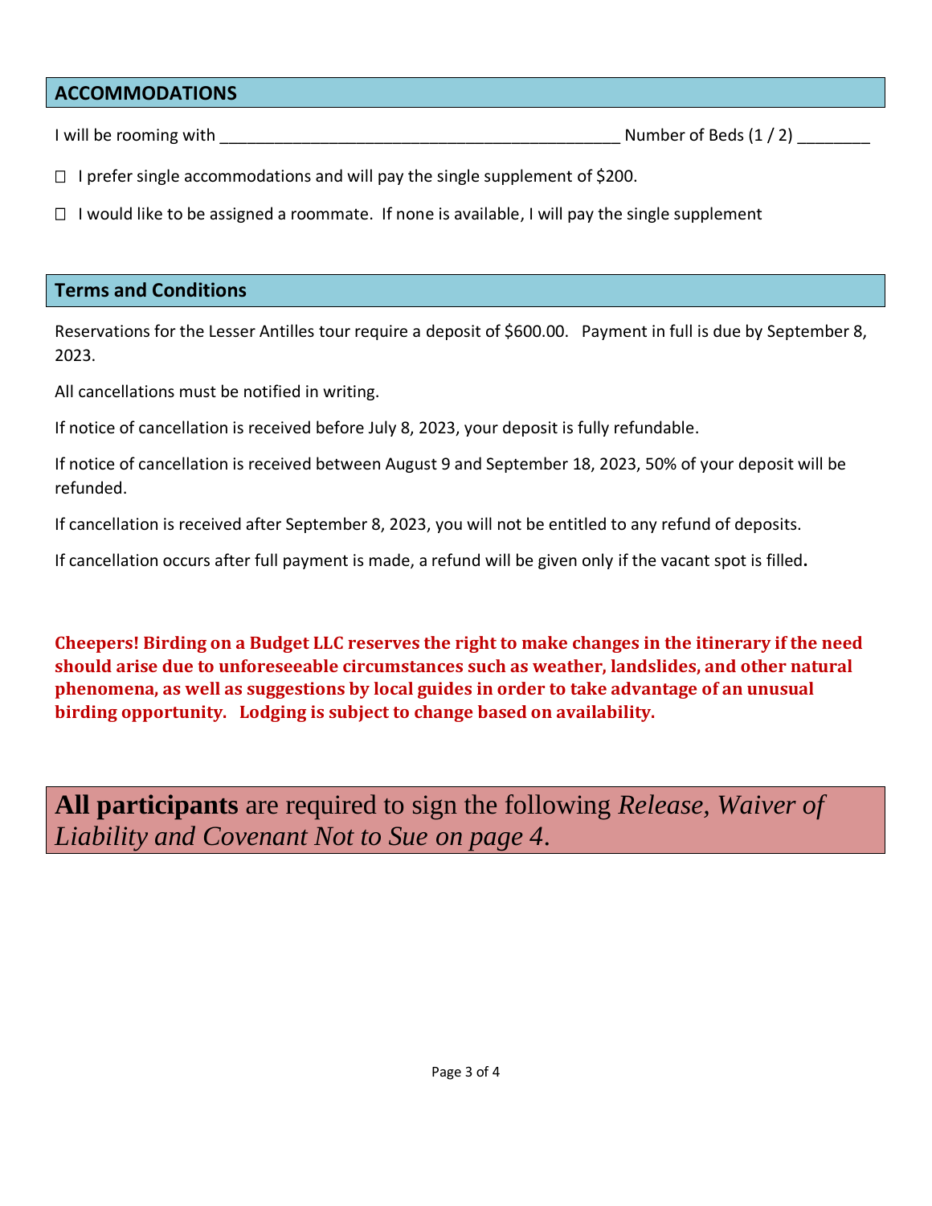## ACCOMMODATIONS

I will be rooming with ____________________________________________ Number of Beds (1 / 2) ________

☐ I prefer single accommodations and will pay the single supplement of $200.

☐ I would like to be assigned a roommate. If none is available, I will pay the single supplement

## Terms and Conditions

Reservations for the Lesser Antilles tour require a deposit of $600.00. Payment in full is due by September 8, 2023.

All cancellations must be notified in writing.

If notice of cancellation is received before July 8, 2023, your deposit is fully refundable.

If notice of cancellation is received between August 9 and September 18, 2023, 50% of your deposit will be refunded.

If cancellation is received after September 8, 2023, you will not be entitled to any refund of deposits.

If cancellation occurs after full payment is made, a refund will be given only if the vacant spot is filled**.**

**Cheepers! Birding on a Budget LLC reserves the right to make changes in the itinerary if the need should arise due to unforeseeable circumstances such as weather, landslides, and other natural phenomena, as well as suggestions by local guides in order to take advantage of an unusual birding opportunity. Lodging is subject to change based on availability.**

**All participants** are required to sign the following *Release, Waiver of Liability and Covenant Not to Sue on page 4*.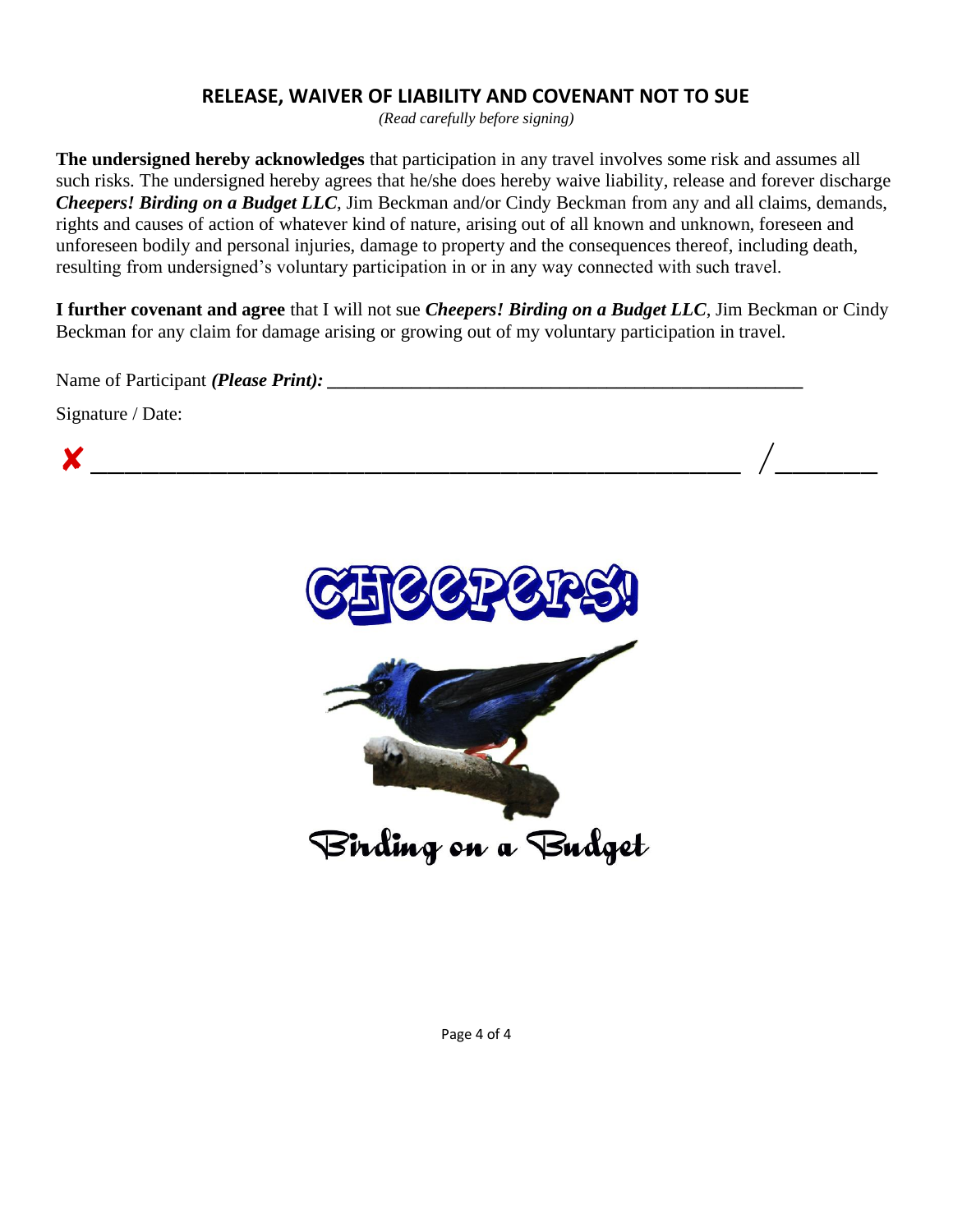## RELEASE, WAIVER OF LIABILITY AND COVENANT NOT TO SUE

*(Read carefully before signing)*

**The undersigned hereby acknowledges** that participation in any travel involves some risk and assumes all such risks. The undersigned hereby agrees that he/she does hereby waive liability, release and forever discharge ***Cheepers! Birding on a Budget LLC***, Jim Beckman and/or Cindy Beckman from any and all claims, demands, rights and causes of action of whatever kind of nature, arising out of all known and unknown, foreseen and unforeseen bodily and personal injuries, damage to property and the consequences thereof, including death, resulting from undersigned's voluntary participation in or in any way connected with such travel.

**I further covenant and agree** that I will not sue ***Cheepers! Birding on a Budget LLC***, Jim Beckman or Cindy Beckman for any claim for damage arising or growing out of my voluntary participation in travel.

Name of Participant ***(Please Print):*** ____________________________________________

Signature / Date:

✘ ____________________________________________________ / ________

CHEEPERS!

Birding on a Budget